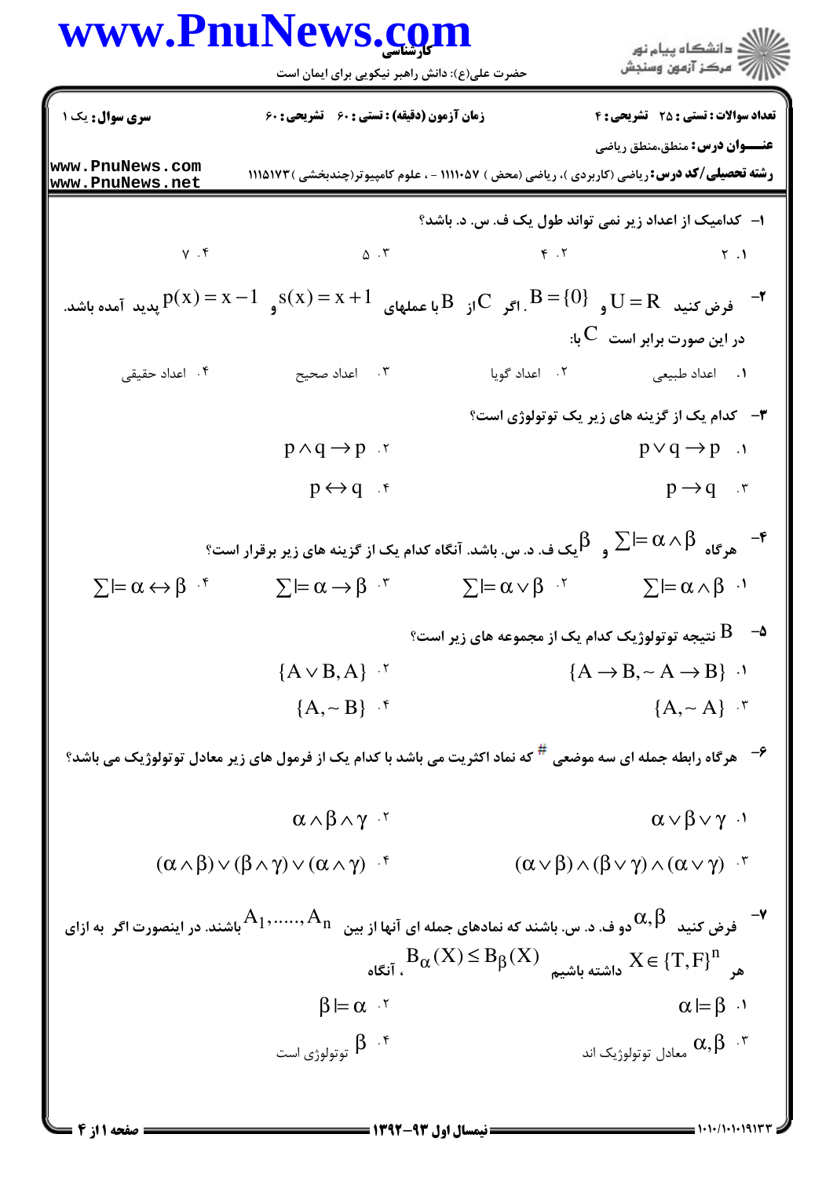**کارشناسی**

حضرت علی(ع): دانش راهبر نیکویی برای ایمان است

دانشگاه پیام نور
مرکز آزمون وسنجش

| سری سوال: یک ۱ | زمان آزمون (دقیقه) : تستی : ۶۰ تشریحی : ۶۰ | تعداد سوالات : تستی : ۲۵ تشریحی : ۴ |
|---|---|---|

**عنـــوان درس:** منطق،منطق ریاضی

**رشته تحصیلی/کد درس:** ریاضی (کاربردی )، ریاضی (محض ) ۱۱۱۱۰۵۷ - ، علوم کامپیوتر(چندبخشی ) ۱۱۱۵۱۷۳

www.PnuNews.com
www.PnuNews.net

۱- کدامیک از اعداد زیر نمی تواند طول یک ف. س. د. باشد؟

۱. ۲ ۲. ۴ ۳. ۵ ۴. ۷

۲- فرض کنید $U=R$ و $B=\{0\}$. اگر $C$ از $B$ با عملهای $s(x)=x+1$ و $p(x)=x-1$ پدید آمده باشد.
در این صورت برابر است $C$ با:

۱. اعداد طبیعی ۲. اعداد گویا ۳. اعداد صحیح ۴. اعداد حقیقی

۳- کدام یک از گزینه های زیر یک توتولوژی است؟

۱. $p\vee q\rightarrow p$ ۲. $p\wedge q\rightarrow p$

۳. $p\rightarrow q$ ۴. $p\leftrightarrow q$

۴- هرگاه $\sum\models\alpha\wedge\beta$ و $\beta$ یک ف. د. س. باشد. آنگاه کدام یک از گزینه های زیر برقرار است؟

۱. $\sum\models\alpha\wedge\beta$ ۲. $\sum\models\alpha\vee\beta$ ۳. $\sum\models\alpha\rightarrow\beta$ ۴. $\sum\models\alpha\leftrightarrow\beta$

۵- $B$ نتیجه توتولوژیک کدام یک از مجموعه های زیر است؟

۱. $\{A\rightarrow B,\sim A\rightarrow B\}$ ۲. $\{A\vee B,A\}$

۳. $\{A,\sim A\}$ ۴. $\{A,\sim B\}$

۶- هرگاه رابطه جمله ای سه موضعی $\#$ که نماد اکثریت می باشد با کدام یک از فرمول های زیر معادل توتولوژیک می باشد؟

۱. $\alpha\vee\beta\vee\gamma$ ۲. $\alpha\wedge\beta\wedge\gamma$

۳. $(\alpha\vee\beta)\wedge(\beta\vee\gamma)\wedge(\alpha\vee\gamma)$ ۴. $(\alpha\wedge\beta)\vee(\beta\wedge\gamma)\vee(\alpha\wedge\gamma)$

۷- فرض کنید $\alpha,\beta$ دو ف. د. س. باشند که نمادهای جمله ای آنها از بین $A_1,\dots\dots,A_n$ باشند. در اینصورت اگر به ازای هر $X\in\{T,F\}^n$ داشته باشیم $B_\alpha(X)\leq B_\beta(X)$، آنگاه

۱. $\alpha\models\beta$ ۲. $\beta\models\alpha$

۳. $\alpha,\beta$ معادل توتولوژیک اند ۴. $\beta$ توتولوژی است

نیمسال اول ۹۳-۱۳۹۲

۱۰۱۰/۱۰۱۰۱۹۱۳۳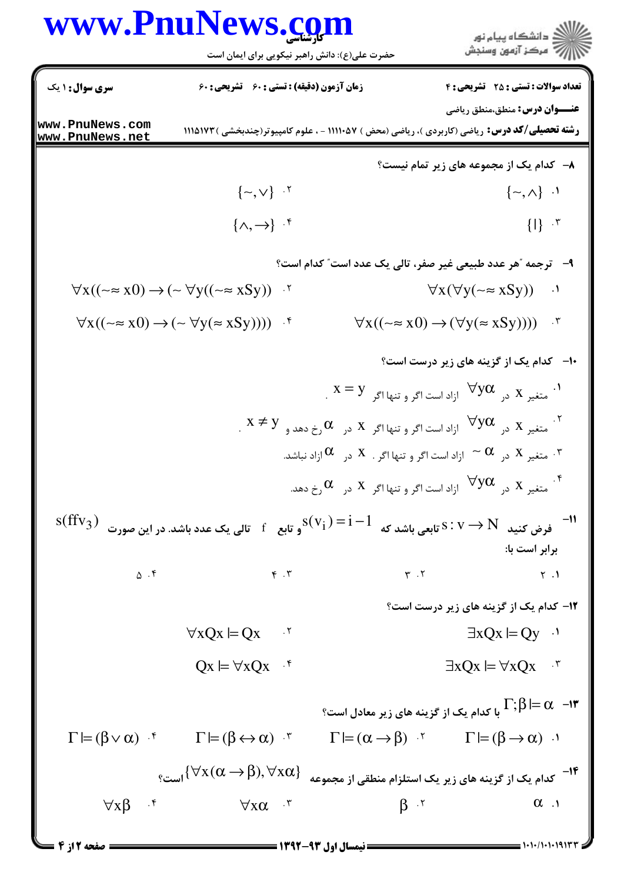**سری سؤال:** ۱ یک | **زمان آزمون (دقیقه) : تستی :** ۶۰ **تشریحی :** ۶۰ | **تعداد سؤالات : تستی :** ۲۵ **تشریحی :** ۴

**عنـــوان درس:** منطق،منطق ریاضی

**رشته تحصیلی/کد درس:** ریاضی (کاربردی )، ریاضی (محض ) ۱۱۱۱۰۵۷ - ، علوم کامپیوتر(چندبخشی )۱۱۱۵۱۷۳

۸- کدام یک از مجموعه های زیر تمام نیست؟

۱. $\{\sim, \wedge\}$

۲. $\{\sim, \vee\}$

۳. $\{|\}$

۴. $\{\wedge, \rightarrow\}$

۹- ترجمه "هر عدد طبیعی غیر صفر، تالی یک عدد است" کدام است؟

۱. $\forall x(\forall y(\sim \approx xSy))$

۲. $\forall x((\sim \approx x0) \rightarrow (\sim \forall y((\sim \approx xSy))$

۳. $\forall x((\sim \approx x0) \rightarrow (\forall y(\approx xSy))))$

۴. $\forall x((\sim \approx x0) \rightarrow (\sim \forall y(\approx xSy))))$

۱۰- کدام یک از گزینه های زیر درست است؟

۱. متغیر $x$ در $\forall y\alpha$ ازاد است اگر و تنها اگر $x = y$ .

۲. متغیر $x$ در $\forall y\alpha$ ازاد است اگر و تنها اگر $x$ در $\alpha$ رخ دهد و $x \neq y$ .

۳. متغیر $x$ در $\sim \alpha$ ازاد است اگر و تنها اگر . $x$ در $\alpha$ ازاد نباشد.

۴. متغیر $x$ در $\forall y\alpha$ ازاد است اگر و تنها اگر $x$ در $\alpha$ رخ دهد.

۱۱- فرض کنید $s : V \rightarrow N$ تابعی باشد که $s(v_i) = i - 1$ و تابع $f$ تالی یک عدد باشد. در این صورت $s(ffv_3)$ برابر است با:

۱. ۲

۲. ۳

۳. ۴

۴. ۵

۱۲- کدام یک از گزینه های زیر درست است؟

۱. $\exists xQx \models Qy$

۲. $\forall xQx \models Qx$

۳. $\exists xQx \models \forall xQx$

۴. $Qx \models \forall xQx$

۱۳- $\Gamma ; \beta \models \alpha$ با کدام یک از گزینه های زیر معادل است؟

۱. $\Gamma \models (\beta \rightarrow \alpha)$

۲. $\Gamma \models (\alpha \rightarrow \beta)$

۳. $\Gamma \models (\beta \leftrightarrow \alpha)$

۴. $\Gamma \models (\beta \vee \alpha)$

۱۴- کدام یک از گزینه های زیر یک استلزام منطقی از مجموعه $\{\forall x(\alpha \rightarrow \beta), \forall x\alpha\}$ است؟

۱. $\alpha$

۲. $\beta$

۳. $\forall x\alpha$

۴. $\forall x\beta$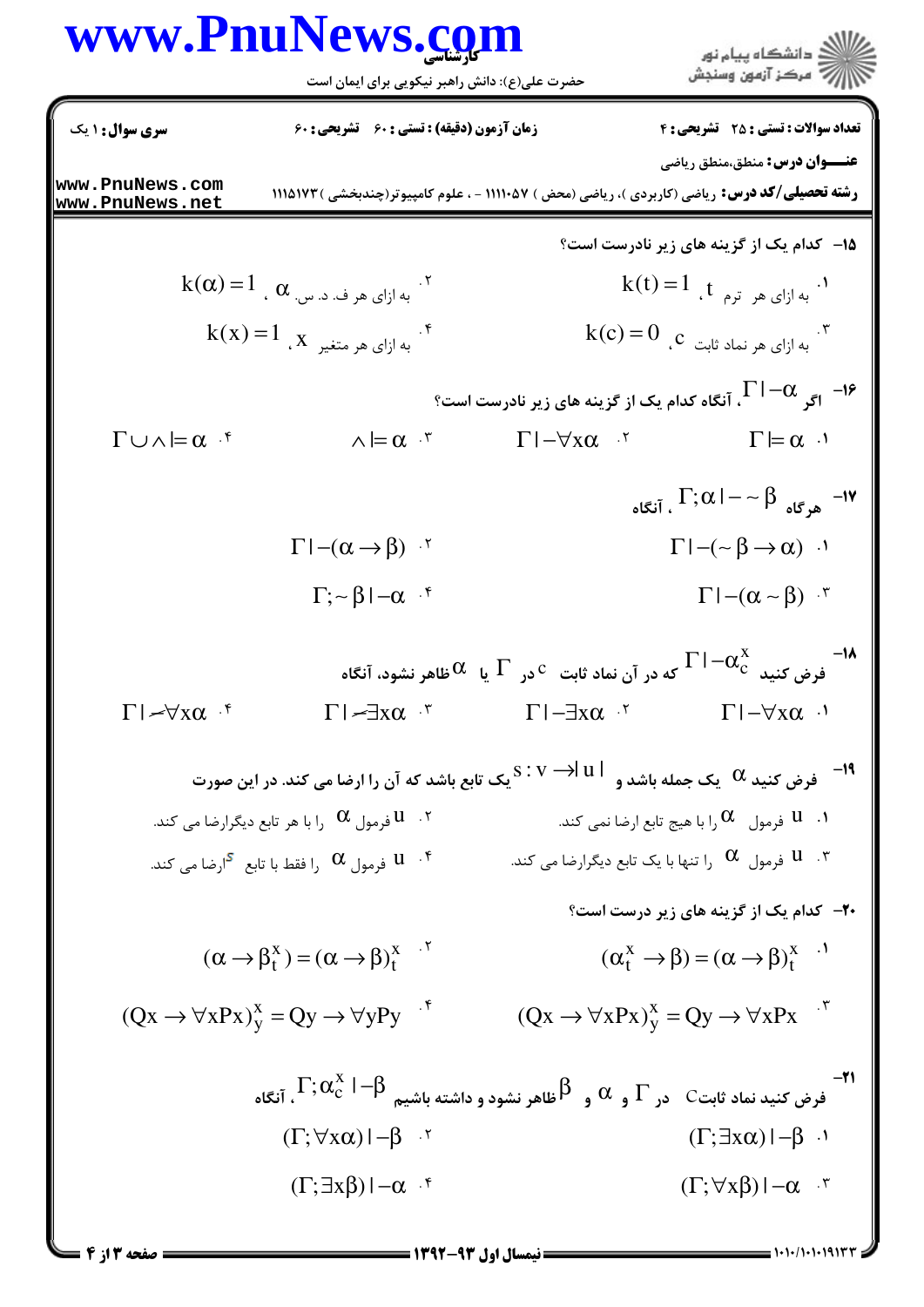**تعداد سوالات: تستی: ۲۵ تشریحی: ۴** | **زمان آزمون (دقیقه): تستی: ۶۰ تشریحی: ۶۰** | **سری سوال: ۱ یک**

**عنـــوان درس:** منطق،منطق ریاضی

**رشته تحصیلی/کد درس:** ریاضی (کاربردی )، ریاضی (محض ) ۱۱۱۱۰۵۷ - ، علوم کامپیوتر(چندبخشی ) ۱۱۱۵۱۷۳

۱۵- کدام یک از گزینه های زیر نادرست است؟

۱. به ازای هر ترم $t$ ، $k(t)=1$

۲. به ازای هر ف. د. س. $\alpha$ ، $k(\alpha)=1$

۳. به ازای هر نماد ثابت $c$ ، $k(c)=0$

۴. به ازای هر متغیر $x$ ، $k(x)=1$

۱۶- اگر $\Gamma \vdash \alpha$ ، آنگاه کدام یک از گزینه های زیر نادرست است؟

۱. $\Gamma \models \alpha$

۲. $\Gamma \vdash \forall x\alpha$

۳. $\wedge \models \alpha$

۴. $\Gamma \cup \wedge \models \alpha$

۱۷- هرگاه $\Gamma;\alpha \vdash \sim\beta$ ، آنگاه

۱. $\Gamma \vdash (\sim\beta \to \alpha)$

۲. $\Gamma \vdash (\alpha \to \beta)$

۳. $\Gamma \vdash (\alpha \sim \beta)$

۴. $\Gamma;\sim\beta \vdash \alpha$

۱۸- فرض کنید $\Gamma \vdash \alpha_c^x$ که در آن نماد ثابت $c$ در $\Gamma$ یا $\alpha$ ظاهر نشود، آنگاه

۱. $\Gamma \vdash \forall x\alpha$

۲. $\Gamma \vdash \exists x\alpha$

۳. $\Gamma \nvdash \exists x\alpha$

۴. $\Gamma \nvdash \forall x\alpha$

۱۹- فرض کنید $\alpha$ یک جمله باشد و $s : v \to |u|$ یک تابع باشد که آن را ارضا می کند. در این صورت

۱. $u$ فرمول $\alpha$ را با هیچ تابع ارضا نمی کند.

۲. $u$ فرمول $\alpha$ را با هر تابع دیگرارضا می کند.

۳. $u$ فرمول $\alpha$ را تنها با یک تابع دیگرارضا می کند.

۴. $u$ فرمول $\alpha$ را فقط با تابع $s$ ارضا می کند.

۲۰- کدام یک از گزینه های زیر درست است؟

۱. $(\alpha_t^x \to \beta) = (\alpha \to \beta)_t^x$

۲. $(\alpha \to \beta_t^x) = (\alpha \to \beta)_t^x$

۳. $(Qx \to \forall xPx)_y^x = Qy \to \forall xPx$

۴. $(Qx \to \forall xPx)_y^x = Qy \to \forall yPy$

۲۱- فرض کنید نماد ثابت $c$ در $\Gamma$ و $\alpha$ و $\beta$ ظاهر نشود و داشته باشیم $\Gamma;\alpha_c^x \vdash \beta$ ، آنگاه

۱. $(\Gamma;\exists x\alpha) \vdash \beta$

۲. $(\Gamma;\forall x\alpha) \vdash \beta$

۳. $(\Gamma;\forall x\beta) \vdash \alpha$

۴. $(\Gamma;\exists x\beta) \vdash \alpha$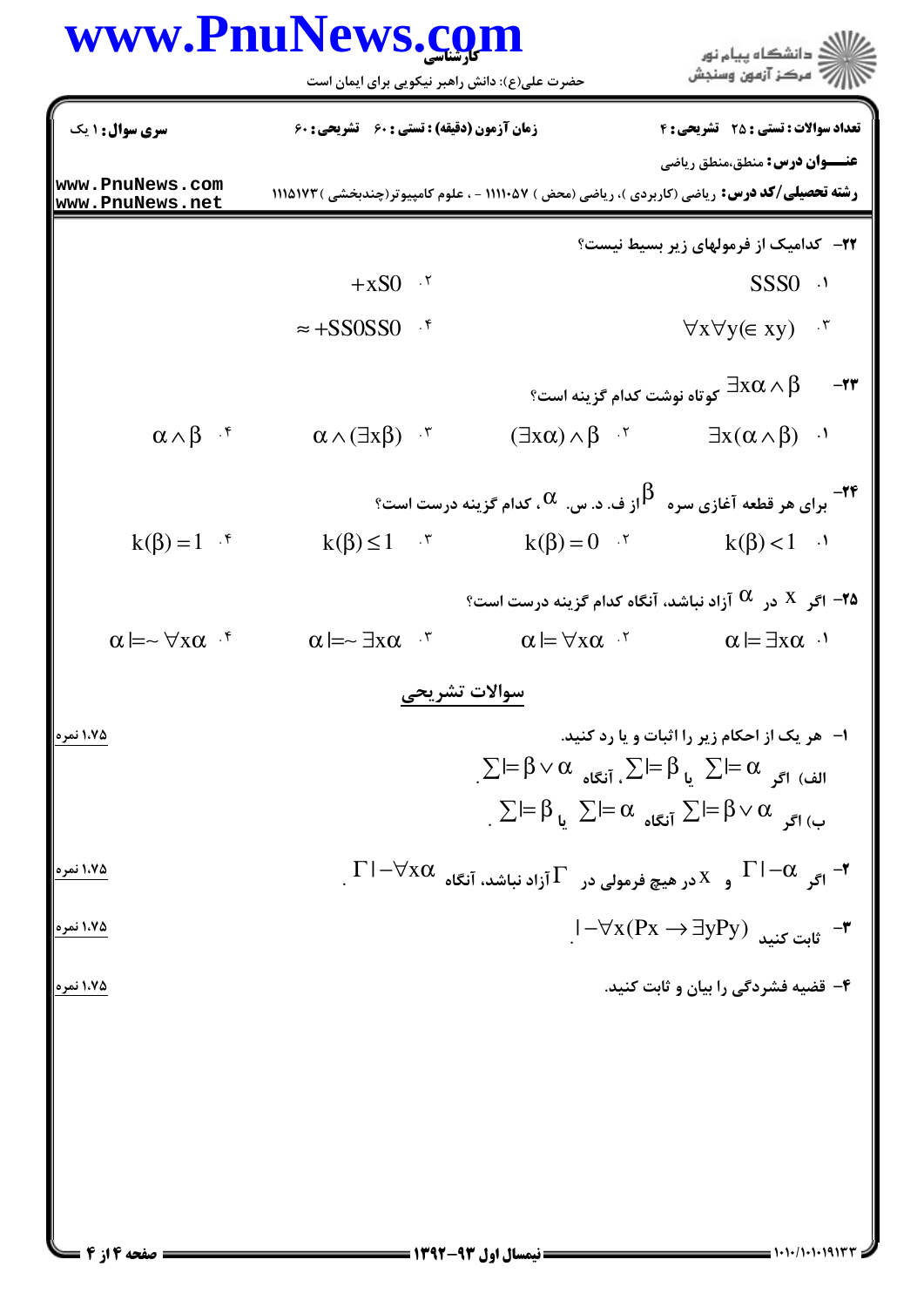۲۲- کدامیک از فرمولهای زیر بسیط نیست؟

۱. $SSS0$

۲. $+xS0$

۳. $\forall x \forall y (\in xy)$

۴. $\approx +SS0SS0$

۲۳- $\exists x \alpha \wedge \beta$ کوتاه نوشت کدام گزینه است؟

۱. $\exists x(\alpha \wedge \beta)$

۲. $(\exists x \alpha) \wedge \beta$

۳. $\alpha \wedge (\exists x \beta)$

۴. $\alpha \wedge \beta$

۲۴- برای هر قطعه آغازی سره $\beta$ از ف. د. س. $\alpha$، کدام گزینه درست است؟

۱. $k(\beta) < 1$

۲. $k(\beta) = 0$

۳. $k(\beta) \leq 1$

۴. $k(\beta) = 1$

۲۵- اگر $x$ در $\alpha$ آزاد نباشد، آنگاه کدام گزینه درست است؟

۱. $\alpha \models \exists x \alpha$

۲. $\alpha \models \forall x \alpha$

۳. $\alpha \models \sim \exists x \alpha$

۴. $\alpha \models \sim \forall x \alpha$

## سوالات تشریحی

۱- هر یک از احکام زیر را اثبات و یا رد کنید. (۱.۷۵ نمره)

الف) اگر $\Sigma \models \alpha$ یا $\Sigma \models \beta$، آنگاه $\Sigma \models \beta \vee \alpha$.

ب) اگر $\Sigma \models \beta \vee \alpha$ آنگاه $\Sigma \models \alpha$ یا $\Sigma \models \beta$.

۲- اگر $\Gamma \vdash \alpha$ و $x$ در هیچ فرمولی در $\Gamma$ آزاد نباشد، آنگاه $\Gamma \vdash \forall x \alpha$. (۱.۷۵ نمره)

۳- ثابت کنید $\vdash \forall x(Px \rightarrow \exists y Py)$. (۱.۷۵ نمره)

۴- قضیه فشردگی را بیان و ثابت کنید. (۱.۷۵ نمره)